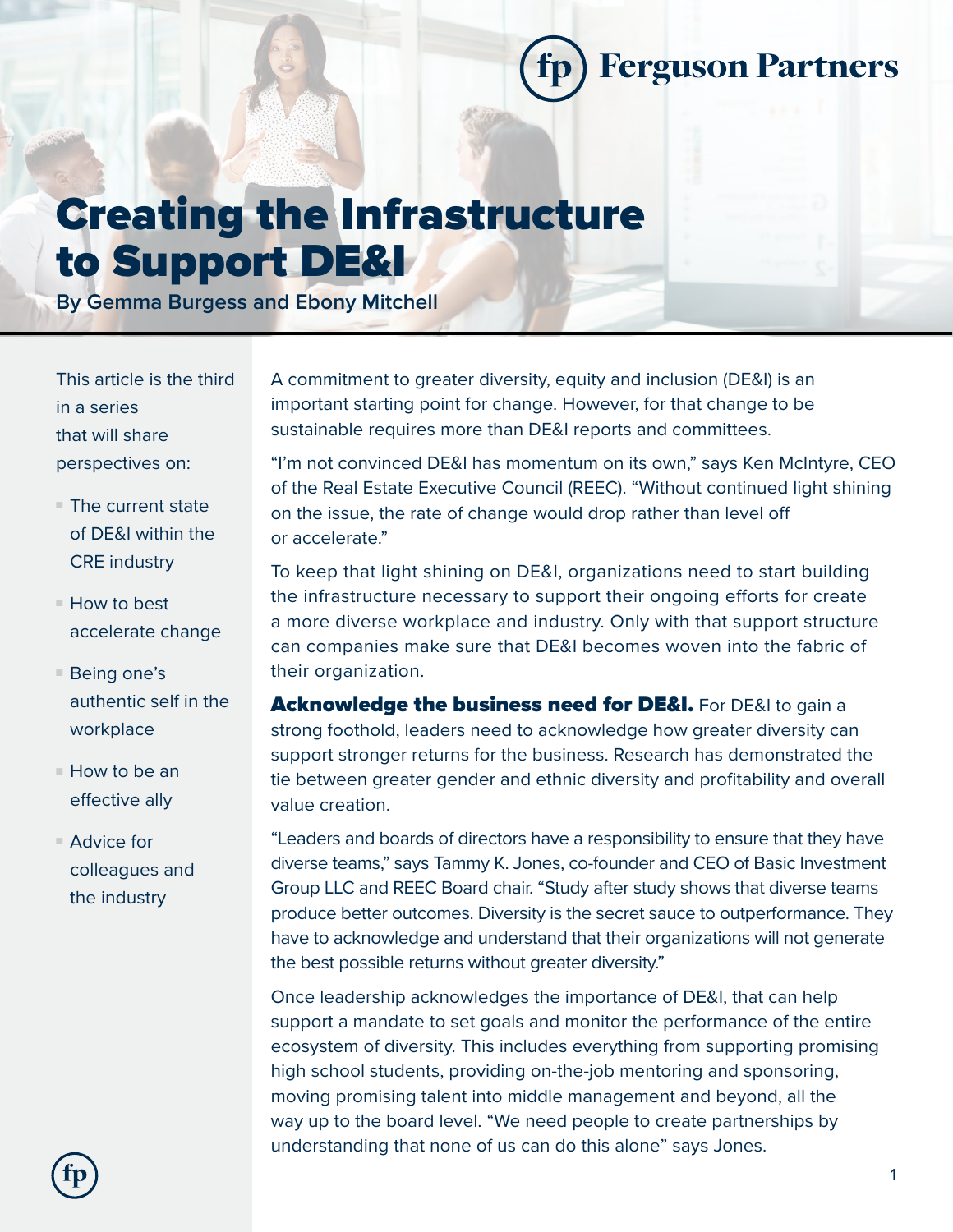# Creating the Infrastructure to Support DE&I

**By Gemma Burgess and Ebony Mitchell**

This article is the third in a series that will share perspectives on:

- The current state of DE&I within the CRE industry
- How to best accelerate change
- Being one's authentic self in the workplace
- How to be an effective ally
- Advice for colleagues and the industry

A commitment to greater diversity, equity and inclusion (DE&I) is an important starting point for change. However, for that change to be sustainable requires more than DE&I reports and committees.

"I'm not convinced DE&I has momentum on its own," says Ken McIntyre, CEO of the Real Estate Executive Council (REEC). "Without continued light shining on the issue, the rate of change would drop rather than level off or accelerate."

To keep that light shining on DE&I, organizations need to start building the infrastructure necessary to support their ongoing efforts for create a more diverse workplace and industry. Only with that support structure can companies make sure that DE&I becomes woven into the fabric of their organization.

**Acknowledge the business need for DE&I.** For DE&I to gain a strong foothold, leaders need to acknowledge how greater diversity can support stronger returns for the business. Research has demonstrated the tie between greater gender and ethnic diversity and profitability and overall value creation.

"Leaders and boards of directors have a responsibility to ensure that they have diverse teams," says Tammy K. Jones, co-founder and CEO of Basic Investment Group LLC and REEC Board chair. "Study after study shows that diverse teams produce better outcomes. Diversity is the secret sauce to outperformance. They have to acknowledge and understand that their organizations will not generate the best possible returns without greater diversity."

Once leadership acknowledges the importance of DE&I, that can help support a mandate to set goals and monitor the performance of the entire ecosystem of diversity. This includes everything from supporting promising high school students, providing on-the-job mentoring and sponsoring, moving promising talent into middle management and beyond, all the way up to the board level. "We need people to create partnerships by understanding that none of us can do this alone" says Jones.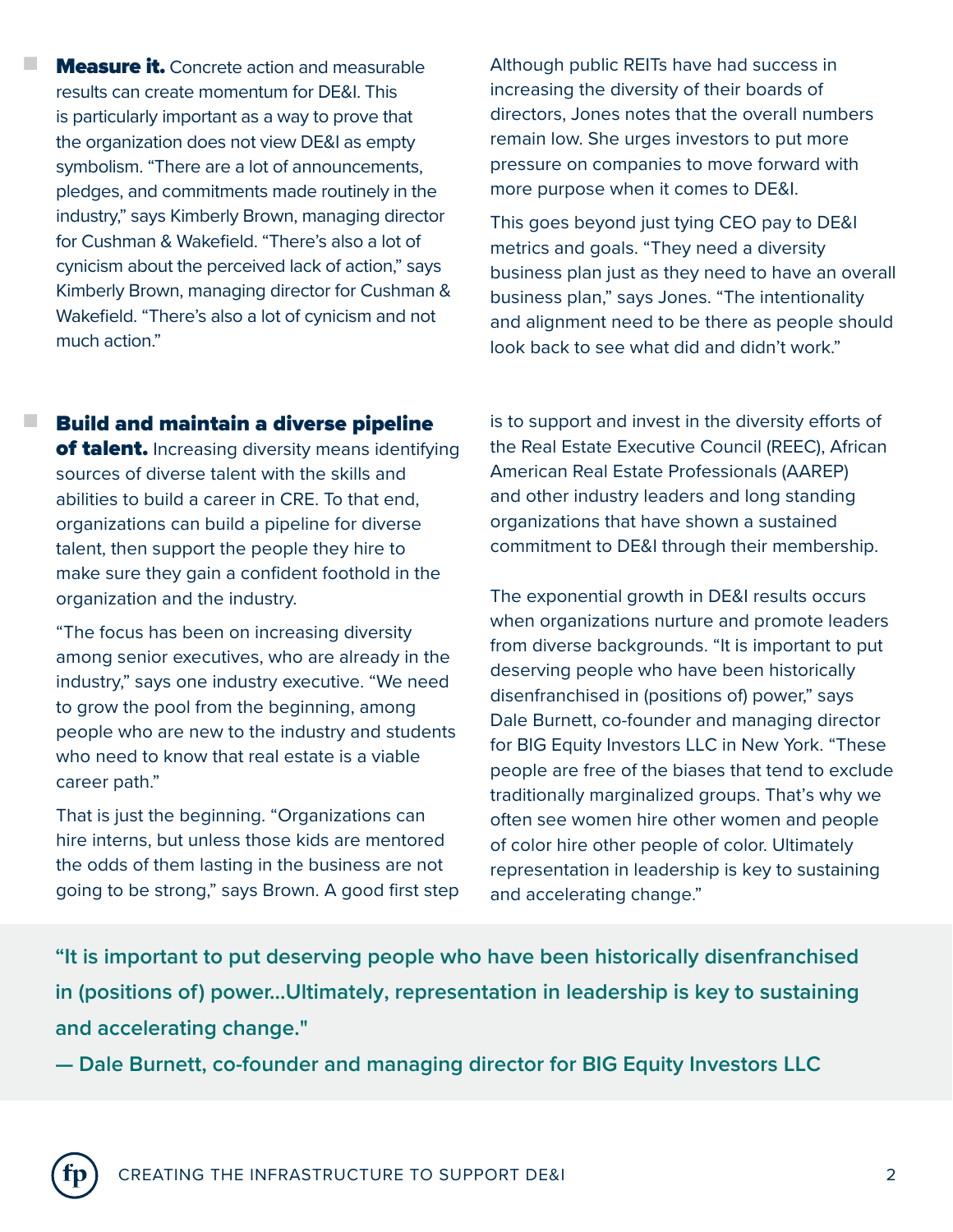- **Measure it.** Concrete action and measurable results can create momentum for DE&I. This is particularly important as a way to prove that the organization does not view DE&I as empty symbolism. "There are a lot of announcements, pledges, and commitments made routinely in the industry," says Kimberly Brown, managing director for Cushman & Wakefield. "There's also a lot of cynicism about the perceived lack of action," says Kimberly Brown, managing director for Cushman & Wakefield. "There's also a lot of cynicism and not much action."

  Although public REITs have had success in increasing the diversity of their boards of directors, Jones notes that the overall numbers remain low. She urges investors to put more pressure on companies to move forward with more purpose when it comes to DE&I.

  This goes beyond just tying CEO pay to DE&I metrics and goals. "They need a diversity business plan just as they need to have an overall business plan," says Jones. "The intentionality and alignment need to be there as people should look back to see what did and didn't work."

- **Build and maintain a diverse pipeline of talent.** Increasing diversity means identifying sources of diverse talent with the skills and abilities to build a career in CRE. To that end, organizations can build a pipeline for diverse talent, then support the people they hire to make sure they gain a confident foothold in the organization and the industry.

  "The focus has been on increasing diversity among senior executives, who are already in the industry," says one industry executive. "We need to grow the pool from the beginning, among people who are new to the industry and students who need to know that real estate is a viable career path."

  That is just the beginning. "Organizations can hire interns, but unless those kids are mentored the odds of them lasting in the business are not going to be strong," says Brown. A good first step is to support and invest in the diversity efforts of the Real Estate Executive Council (REEC), African American Real Estate Professionals (AAREP) and other industry leaders and long standing organizations that have shown a sustained commitment to DE&I through their membership.

  The exponential growth in DE&I results occurs when organizations nurture and promote leaders from diverse backgrounds. "It is important to put deserving people who have been historically disenfranchised in (positions of) power," says Dale Burnett, co-founder and managing director for BIG Equity Investors LLC in New York. "These people are free of the biases that tend to exclude traditionally marginalized groups. That's why we often see women hire other women and people of color hire other people of color. Ultimately representation in leadership is key to sustaining and accelerating change."

> "It is important to put deserving people who have been historically disenfranchised in (positions of) power...Ultimately, representation in leadership is key to sustaining and accelerating change."
>
> — Dale Burnett, co-founder and managing director for BIG Equity Investors LLC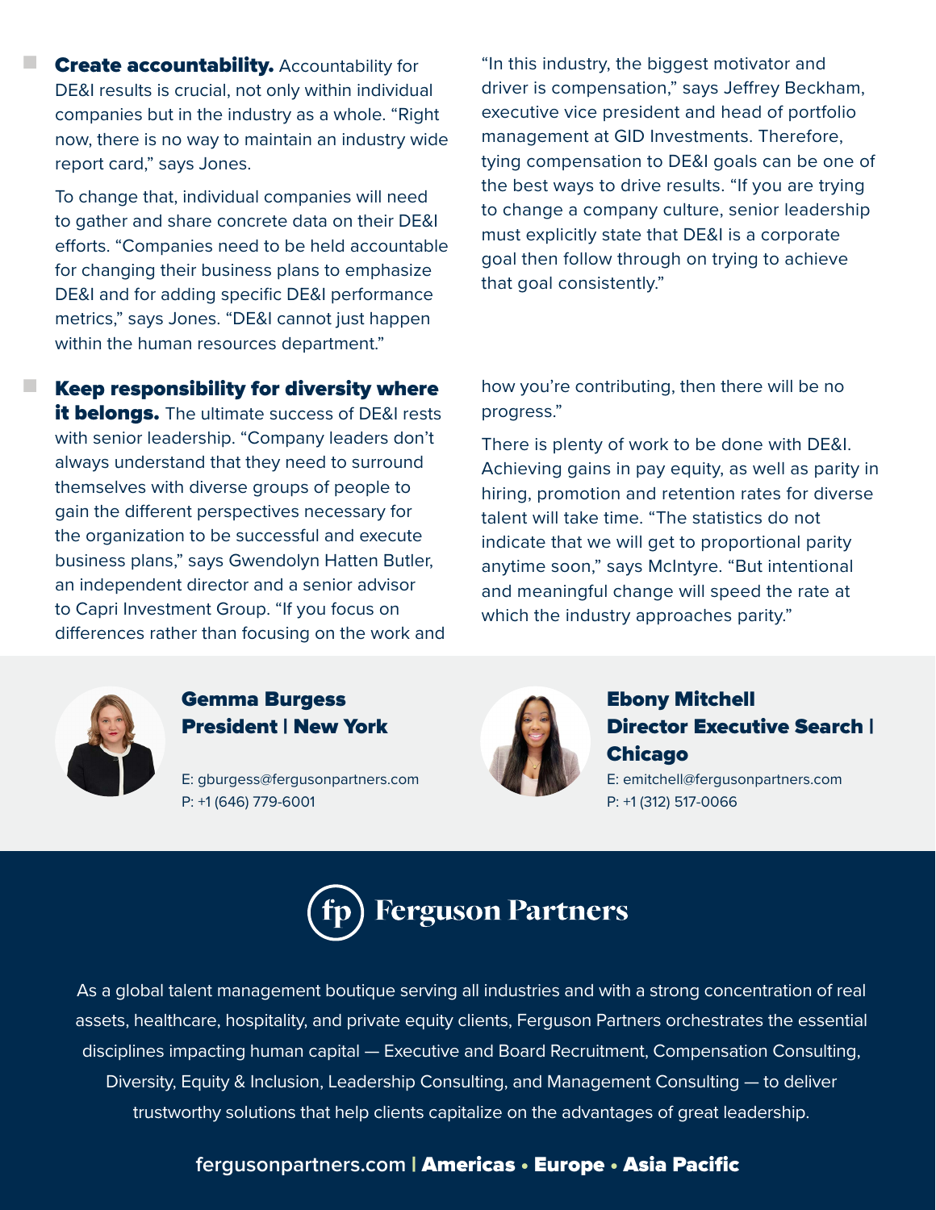- **Create accountability.** Accountability for DE&I results is crucial, not only within individual companies but in the industry as a whole. "Right now, there is no way to maintain an industry wide report card," says Jones.

  To change that, individual companies will need to gather and share concrete data on their DE&I efforts. "Companies need to be held accountable for changing their business plans to emphasize DE&I and for adding specific DE&I performance metrics," says Jones. "DE&I cannot just happen within the human resources department."

  "In this industry, the biggest motivator and driver is compensation," says Jeffrey Beckham, executive vice president and head of portfolio management at GID Investments. Therefore, tying compensation to DE&I goals can be one of the best ways to drive results. "If you are trying to change a company culture, senior leadership must explicitly state that DE&I is a corporate goal then follow through on trying to achieve that goal consistently."

- **Keep responsibility for diversity where it belongs.** The ultimate success of DE&I rests with senior leadership. "Company leaders don't always understand that they need to surround themselves with diverse groups of people to gain the different perspectives necessary for the organization to be successful and execute business plans," says Gwendolyn Hatten Butler, an independent director and a senior advisor to Capri Investment Group. "If you focus on differences rather than focusing on the work and how you're contributing, then there will be no progress."

There is plenty of work to be done with DE&I. Achieving gains in pay equity, as well as parity in hiring, promotion and retention rates for diverse talent will take time. "The statistics do not indicate that we will get to proportional parity anytime soon," says McIntyre. "But intentional and meaningful change will speed the rate at which the industry approaches parity."

**Gemma Burgess**
**President | New York**

E: gburgess@fergusonpartners.com
P: +1 (646) 779-6001

**Ebony Mitchell**
**Director Executive Search | Chicago**

E: emitchell@fergusonpartners.com
P: +1 (312) 517-0066

**Ferguson Partners**

As a global talent management boutique serving all industries and with a strong concentration of real assets, healthcare, hospitality, and private equity clients, Ferguson Partners orchestrates the essential disciplines impacting human capital — Executive and Board Recruitment, Compensation Consulting, Diversity, Equity & Inclusion, Leadership Consulting, and Management Consulting — to deliver trustworthy solutions that help clients capitalize on the advantages of great leadership.

fergusonpartners.com | **Americas • Europe • Asia Pacific**